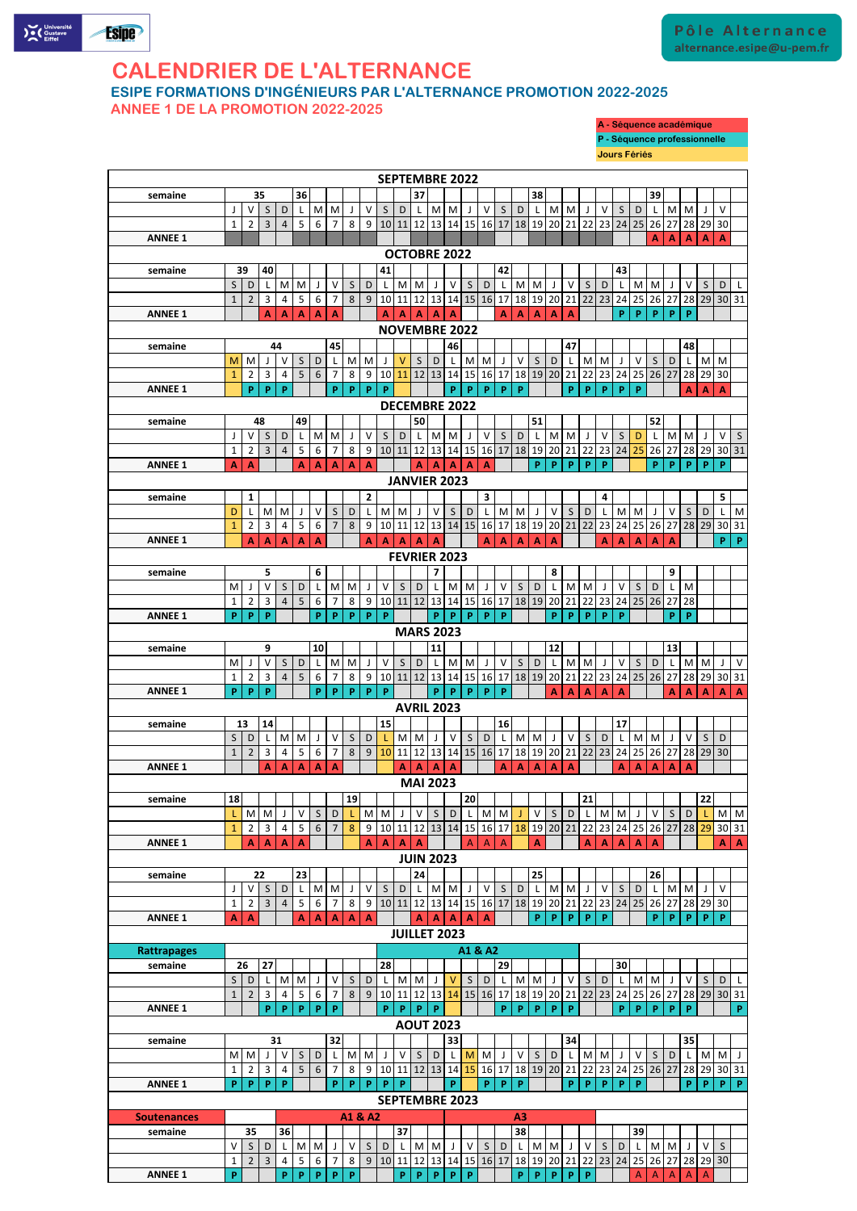# CALENDRIER DE L'ALTERNANCE

**Pôle Alternance**
alternance.esipe@u-pem.fr

## ESIPE FORMATIONS D'INGÉNIEURS PAR L'ALTERNANCE PROMOTION 2022-2025

### ANNEE 1 DE LA PROMOTION 2022-2025

- A - Séquence académique
- P - Séquence professionnelle
- Jours Fériés

### SEPTEMBRE 2022

| semaine | | 35 | | | 36 | | | | | | | 37 | | | | | | | 38 | | | | | | | 39 | | | | |
|---|---|---|---|---|---|---|---|---|---|---|---|---|---|---|---|---|---|---|---|---|---|---|---|---|---|---|---|---|---|---|
| | J | V | S | D | L | M | M | J | V | S | D | L | M | M | J | V | S | D | L | M | M | J | V | S | D | L | M | M | J | V |
| | 1 | 2 | 3 | 4 | 5 | 6 | 7 | 8 | 9 | 10 | 11 | 12 | 13 | 14 | 15 | 16 | 17 | 18 | 19 | 20 | 21 | 22 | 23 | 24 | 25 | 26 | 27 | 28 | 29 | 30 |
| ANNEE 1 | | | | | | | | | | | | | | | | | | | | | | | | | | A | A | A | A | A |

### OCTOBRE 2022

| semaine | 39 | | 40 | | | | | | | 41 | | | | | | | 42 | | | | | | | 43 | | | | | | | |
|---|---|---|---|---|---|---|---|---|---|---|---|---|---|---|---|---|---|---|---|---|---|---|---|---|---|---|---|---|---|---|---|
| | S | D | L | M | M | J | V | S | D | L | M | M | J | V | S | D | L | M | M | J | V | S | D | L | M | M | J | V | S | D | L |
| | 1 | 2 | 3 | 4 | 5 | 6 | 7 | 8 | 9 | 10 | 11 | 12 | 13 | 14 | 15 | 16 | 17 | 18 | 19 | 20 | 21 | 22 | 23 | 24 | 25 | 26 | 27 | 28 | 29 | 30 | 31 |
| ANNEE 1 | | | A | A | A | A | A | | | A | A | A | A | A | | | A | A | A | A | A | | | P | P | P | P | P | | | |

### NOVEMBRE 2022

| semaine | | | | 44 | | | 45 | | | | | | | 46 | | | | | | | 47 | | | | | | | 48 | | |
|---|---|---|---|---|---|---|---|---|---|---|---|---|---|---|---|---|---|---|---|---|---|---|---|---|---|---|---|---|---|---|
| | M | M | J | V | S | D | L | M | M | J | V | S | D | L | M | M | J | V | S | D | L | M | M | J | V | S | D | L | M | M |
| | 1 | 2 | 3 | 4 | 5 | 6 | 7 | 8 | 9 | 10 | 11 | 12 | 13 | 14 | 15 | 16 | 17 | 18 | 19 | 20 | 21 | 22 | 23 | 24 | 25 | 26 | 27 | 28 | 29 | 30 |
| ANNEE 1 | | P | P | P | | | P | P | P | P | | | | P | P | P | P | P | | | P | P | P | P | P | | | A | A | A |

### DECEMBRE 2022

| semaine | | 48 | | | 49 | | | | | | | 50 | | | | | | | 51 | | | | | | | 52 | | | | | |
|---|---|---|---|---|---|---|---|---|---|---|---|---|---|---|---|---|---|---|---|---|---|---|---|---|---|---|---|---|---|---|---|
| | J | V | S | D | L | M | M | J | V | S | D | L | M | M | J | V | S | D | L | M | M | J | V | S | D | L | M | M | J | V | S |
| | 1 | 2 | 3 | 4 | 5 | 6 | 7 | 8 | 9 | 10 | 11 | 12 | 13 | 14 | 15 | 16 | 17 | 18 | 19 | 20 | 21 | 22 | 23 | 24 | 25 | 26 | 27 | 28 | 29 | 30 | 31 |
| ANNEE 1 | A | A | | | A | A | A | A | A | | | A | A | A | A | A | | | P | P | P | P | P | | | P | P | P | P | P | |

### JANVIER 2023

| semaine | | 1 | | | | | | | 2 | | | | | | | 3 | | | | | | | 4 | | | | | | | 5 | |
|---|---|---|---|---|---|---|---|---|---|---|---|---|---|---|---|---|---|---|---|---|---|---|---|---|---|---|---|---|---|---|---|
| | D | L | M | M | J | V | S | D | L | M | M | J | V | S | D | L | M | M | J | V | S | D | L | M | M | J | V | S | D | L | M |
| | 1 | 2 | 3 | 4 | 5 | 6 | 7 | 8 | 9 | 10 | 11 | 12 | 13 | 14 | 15 | 16 | 17 | 18 | 19 | 20 | 21 | 22 | 23 | 24 | 25 | 26 | 27 | 28 | 29 | 30 | 31 |
| ANNEE 1 | | A | A | A | A | A | | | A | A | A | A | A | | | A | A | A | A | A | | | A | A | A | A | A | | | P | P |

### FEVRIER 2023

| semaine | | | 5 | | | 6 | | | | | | | 7 | | | | | | | 8 | | | | | | | 9 | |
|---|---|---|---|---|---|---|---|---|---|---|---|---|---|---|---|---|---|---|---|---|---|---|---|---|---|---|---|---|
| | M | J | V | S | D | L | M | M | J | V | S | D | L | M | M | J | V | S | D | L | M | M | J | V | S | D | L | M |
| | 1 | 2 | 3 | 4 | 5 | 6 | 7 | 8 | 9 | 10 | 11 | 12 | 13 | 14 | 15 | 16 | 17 | 18 | 19 | 20 | 21 | 22 | 23 | 24 | 25 | 26 | 27 | 28 |
| ANNEE 1 | P | P | P | | | P | P | P | P | P | | | P | P | P | P | P | | | P | P | P | P | P | | | P | P |

### MARS 2023

| semaine | | | 9 | | | 10 | | | | | | | 11 | | | | | | | 12 | | | | | | | 13 | | | | |
|---|---|---|---|---|---|---|---|---|---|---|---|---|---|---|---|---|---|---|---|---|---|---|---|---|---|---|---|---|---|---|---|
| | M | J | V | S | D | L | M | M | J | V | S | D | L | M | M | J | V | S | D | L | M | M | J | V | S | D | L | M | M | J | V |
| | 1 | 2 | 3 | 4 | 5 | 6 | 7 | 8 | 9 | 10 | 11 | 12 | 13 | 14 | 15 | 16 | 17 | 18 | 19 | 20 | 21 | 22 | 23 | 24 | 25 | 26 | 27 | 28 | 29 | 30 | 31 |
| ANNEE 1 | P | P | P | | | P | P | P | P | P | | | P | P | P | P | P | | | A | A | A | A | A | | | A | A | A | A | A |

### AVRIL 2023

| semaine | 13 | | 14 | | | | | | | 15 | | | | | | | 16 | | | | | | | 17 | | | | | | |
|---|---|---|---|---|---|---|---|---|---|---|---|---|---|---|---|---|---|---|---|---|---|---|---|---|---|---|---|---|---|---|
| | S | D | L | M | M | J | V | S | D | L | M | M | J | V | S | D | L | M | M | J | V | S | D | L | M | M | J | V | S | D |
| | 1 | 2 | 3 | 4 | 5 | 6 | 7 | 8 | 9 | 10 | 11 | 12 | 13 | 14 | 15 | 16 | 17 | 18 | 19 | 20 | 21 | 22 | 23 | 24 | 25 | 26 | 27 | 28 | 29 | 30 |
| ANNEE 1 | | | A | A | A | A | A | | | | A | A | A | A | | | A | A | A | A | A | | | A | A | A | A | A | | |

### MAI 2023

| semaine | 18 | | | | | | | 19 | | | | | | | 20 | | | | | | | 21 | | | | | | | 22 | | |
|---|---|---|---|---|---|---|---|---|---|---|---|---|---|---|---|---|---|---|---|---|---|---|---|---|---|---|---|---|---|---|---|
| | L | M | M | J | V | S | D | L | M | M | J | V | S | D | L | M | M | J | V | S | D | L | M | M | J | V | S | D | L | M | M |
| | 1 | 2 | 3 | 4 | 5 | 6 | 7 | 8 | 9 | 10 | 11 | 12 | 13 | 14 | 15 | 16 | 17 | 18 | 19 | 20 | 21 | 22 | 23 | 24 | 25 | 26 | 27 | 28 | 29 | 30 | 31 |
| ANNEE 1 | | A | A | A | A | | | | A | A | A | A | | | A | A | A | | A | | | A | A | A | A | A | | | | A | A |

### JUIN 2023

| semaine | | 22 | | | 23 | | | | | | | 24 | | | | | | | 25 | | | | | | | 26 | | | | |
|---|---|---|---|---|---|---|---|---|---|---|---|---|---|---|---|---|---|---|---|---|---|---|---|---|---|---|---|---|---|---|
| | J | V | S | D | L | M | M | J | V | S | D | L | M | M | J | V | S | D | L | M | M | J | V | S | D | L | M | M | J | V |
| | 1 | 2 | 3 | 4 | 5 | 6 | 7 | 8 | 9 | 10 | 11 | 12 | 13 | 14 | 15 | 16 | 17 | 18 | 19 | 20 | 21 | 22 | 23 | 24 | 25 | 26 | 27 | 28 | 29 | 30 |
| ANNEE 1 | A | A | | | A | A | A | A | A | | | A | A | A | A | A | | | P | P | P | P | P | | | P | P | P | P | P |

### JUILLET 2023

| Rattrapages | | | | | | | | | | A1 & A2 | | | | | | | | | | | | | | | | | | | | | |
|---|---|---|---|---|---|---|---|---|---|---|---|---|---|---|---|---|---|---|---|---|---|---|---|---|---|---|---|---|---|---|---|
| semaine | 26 | | 27 | | | | | | | 28 | | | | | | | 29 | | | | | | | 30 | | | | | | | |
| | S | D | L | M | M | J | V | S | D | L | M | M | J | V | S | D | L | M | M | J | V | S | D | L | M | M | J | V | S | D | L |
| | 1 | 2 | 3 | 4 | 5 | 6 | 7 | 8 | 9 | 10 | 11 | 12 | 13 | 14 | 15 | 16 | 17 | 18 | 19 | 20 | 21 | 22 | 23 | 24 | 25 | 26 | 27 | 28 | 29 | 30 | 31 |
| ANNEE 1 | | | P | P | P | P | P | | | P | P | P | P | | | | P | P | P | P | P | | | P | P | P | P | P | | | P |

### AOUT 2023

| semaine | | | | 31 | | | 32 | | | | | | | 33 | | | | | | | 34 | | | | | | | 35 | | | |
|---|---|---|---|---|---|---|---|---|---|---|---|---|---|---|---|---|---|---|---|---|---|---|---|---|---|---|---|---|---|---|---|
| | M | M | J | V | S | D | L | M | M | J | V | S | D | L | M | M | J | V | S | D | L | M | M | J | V | S | D | L | M | M | J |
| | 1 | 2 | 3 | 4 | 5 | 6 | 7 | 8 | 9 | 10 | 11 | 12 | 13 | 14 | 15 | 16 | 17 | 18 | 19 | 20 | 21 | 22 | 23 | 24 | 25 | 26 | 27 | 28 | 29 | 30 | 31 |
| ANNEE 1 | P | P | P | P | | | P | P | P | P | P | | | P | | P | P | P | | | P | P | P | P | P | | | P | P | P | P |

### SEPTEMBRE 2023

| Soutenances | | | | | | | A1 & A2 | | | | | | | | | A3 | | | | | | | | | | | | | | |
|---|---|---|---|---|---|---|---|---|---|---|---|---|---|---|---|---|---|---|---|---|---|---|---|---|---|---|---|---|---|---|
| semaine | | 35 | | 36 | | | | | | | 37 | | | | | | | 38 | | | | | | | 39 | | | | | |
| | V | S | D | L | M | M | J | V | S | D | L | M | M | J | V | S | D | L | M | M | J | V | S | D | L | M | M | J | V | S |
| | 1 | 2 | 3 | 4 | 5 | 6 | 7 | 8 | 9 | 10 | 11 | 12 | 13 | 14 | 15 | 16 | 17 | 18 | 19 | 20 | 21 | 22 | 23 | 24 | 25 | 26 | 27 | 28 | 29 | 30 |
| ANNEE 1 | P | | | P | P | P | P | P | | | P | P | P | P | P | | | P | P | P | P | P | | | A | A | A | A | A | |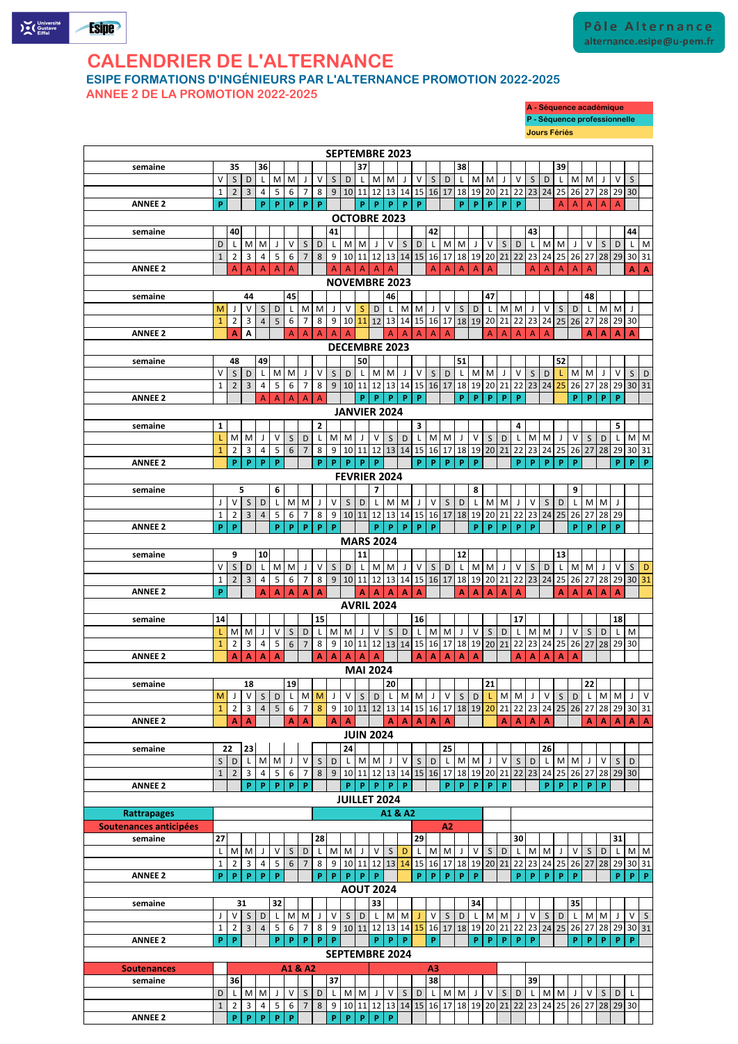# CALENDRIER DE L'ALTERNANCE

## ESIPE FORMATIONS D'INGÉNIEURS PAR L'ALTERNANCE PROMOTION 2022-2025

### ANNEE 2 DE LA PROMOTION 2022-2025

**Pôle Alternance**
alternance.esipe@u-pem.fr

| Légende |
|---|
| A - Séquence académique |
| P - Séquence professionnelle |
| Jours Fériés |

### SEPTEMBRE 2023

| | 1 | 2 | 3 | 4 | 5 | 6 | 7 | 8 | 9 | 10 | 11 | 12 | 13 | 14 | 15 | 16 | 17 | 18 | 19 | 20 | 21 | 22 | 23 | 24 | 25 | 26 | 27 | 28 | 29 | 30 |
|---|---|---|---|---|---|---|---|---|---|---|---|---|---|---|---|---|---|---|---|---|---|---|---|---|---|---|---|---|---|---|
| semaine | 35 | | | 36 | | | | | | | 37 | | | | | | | 38 | | | | | | | 39 | | | | | |
| jour | V | S | D | L | M | M | J | V | S | D | L | M | M | J | V | S | D | L | M | M | J | V | S | D | L | M | M | J | V | S |
| ANNEE 2 | P | | | P | P | P | P | P | | | P | P | P | P | P | | | P | P | P | P | P | | | A | A | A | A | A | |

### OCTOBRE 2023

| | 1 | 2 | 3 | 4 | 5 | 6 | 7 | 8 | 9 | 10 | 11 | 12 | 13 | 14 | 15 | 16 | 17 | 18 | 19 | 20 | 21 | 22 | 23 | 24 | 25 | 26 | 27 | 28 | 29 | 30 | 31 |
|---|---|---|---|---|---|---|---|---|---|---|---|---|---|---|---|---|---|---|---|---|---|---|---|---|---|---|---|---|---|---|---|
| semaine | | 40 | | | | | | | 41 | | | | | | | 42 | | | | | | | 43 | | | | | | | 44 | |
| jour | D | L | M | M | J | V | S | D | L | M | M | J | V | S | D | L | M | M | J | V | S | D | L | M | M | J | V | S | D | L | M |
| ANNEE 2 | | A | A | A | A | A | | | A | A | A | A | A | | | A | A | A | A | A | | | A | A | A | A | A | | | A | A |

### NOVEMBRE 2023

| | 1 | 2 | 3 | 4 | 5 | 6 | 7 | 8 | 9 | 10 | 11 | 12 | 13 | 14 | 15 | 16 | 17 | 18 | 19 | 20 | 21 | 22 | 23 | 24 | 25 | 26 | 27 | 28 | 29 | 30 |
|---|---|---|---|---|---|---|---|---|---|---|---|---|---|---|---|---|---|---|---|---|---|---|---|---|---|---|---|---|---|---|
| semaine | 44 | | | | | 45 | | | | | | | 46 | | | | | | | 47 | | | | | | | 48 | | | |
| jour | M | J | V | S | D | L | M | M | J | V | S | D | L | M | M | J | V | S | D | L | M | M | J | V | S | D | L | M | M | J |
| ANNEE 2 | | A | A | | | A | A | A | A | A | | | A | A | A | A | A | | | A | A | A | A | A | | | A | A | A | A |

### DECEMBRE 2023

| | 1 | 2 | 3 | 4 | 5 | 6 | 7 | 8 | 9 | 10 | 11 | 12 | 13 | 14 | 15 | 16 | 17 | 18 | 19 | 20 | 21 | 22 | 23 | 24 | 25 | 26 | 27 | 28 | 29 | 30 | 31 |
|---|---|---|---|---|---|---|---|---|---|---|---|---|---|---|---|---|---|---|---|---|---|---|---|---|---|---|---|---|---|---|---|
| semaine | 48 | | | 49 | | | | | | | 50 | | | | | | | 51 | | | | | | | 52 | | | | | | |
| jour | V | S | D | L | M | M | J | V | S | D | L | M | M | J | V | S | D | L | M | M | J | V | S | D | L | M | M | J | V | S | D |
| ANNEE 2 | | | | A | A | A | A | A | | | P | P | P | P | P | | | P | P | P | P | P | | | | P | P | P | P | | |

### JANVIER 2024

| | 1 | 2 | 3 | 4 | 5 | 6 | 7 | 8 | 9 | 10 | 11 | 12 | 13 | 14 | 15 | 16 | 17 | 18 | 19 | 20 | 21 | 22 | 23 | 24 | 25 | 26 | 27 | 28 | 29 | 30 | 31 |
|---|---|---|---|---|---|---|---|---|---|---|---|---|---|---|---|---|---|---|---|---|---|---|---|---|---|---|---|---|---|---|---|
| semaine | 1 | | | | | | | 2 | | | | | | | 3 | | | | | | | 4 | | | | | | | 5 | | |
| jour | L | M | M | J | V | S | D | L | M | M | J | V | S | D | L | M | M | J | V | S | D | L | M | M | J | V | S | D | L | M | M |
| ANNEE 2 | | P | P | P | P | | | P | P | P | P | P | | | P | P | P | P | P | | | P | P | P | P | P | | | P | P | P |

### FEVRIER 2024

| | 1 | 2 | 3 | 4 | 5 | 6 | 7 | 8 | 9 | 10 | 11 | 12 | 13 | 14 | 15 | 16 | 17 | 18 | 19 | 20 | 21 | 22 | 23 | 24 | 25 | 26 | 27 | 28 | 29 |
|---|---|---|---|---|---|---|---|---|---|---|---|---|---|---|---|---|---|---|---|---|---|---|---|---|---|---|---|---|---|
| semaine | 5 | | | | 6 | | | | | | | 7 | | | | | | | 8 | | | | | | | 9 | | | |
| jour | J | V | S | D | L | M | M | J | V | S | D | L | M | M | J | V | S | D | L | M | M | J | V | S | D | L | M | M | J |
| ANNEE 2 | P | P | | | P | P | P | P | P | | | P | P | P | P | P | | | P | P | P | P | P | | | P | P | P | P |

### MARS 2024

| | 1 | 2 | 3 | 4 | 5 | 6 | 7 | 8 | 9 | 10 | 11 | 12 | 13 | 14 | 15 | 16 | 17 | 18 | 19 | 20 | 21 | 22 | 23 | 24 | 25 | 26 | 27 | 28 | 29 | 30 | 31 |
|---|---|---|---|---|---|---|---|---|---|---|---|---|---|---|---|---|---|---|---|---|---|---|---|---|---|---|---|---|---|---|---|
| semaine | 9 | | | 10 | | | | | | | 11 | | | | | | | 12 | | | | | | | 13 | | | | | | |
| jour | V | S | D | L | M | M | J | V | S | D | L | M | M | J | V | S | D | L | M | M | J | V | S | D | L | M | M | J | V | S | D |
| ANNEE 2 | P | | | A | A | A | A | A | | | A | A | A | A | A | | | A | A | A | A | A | | | A | A | A | A | A | A | |

### AVRIL 2024

| | 1 | 2 | 3 | 4 | 5 | 6 | 7 | 8 | 9 | 10 | 11 | 12 | 13 | 14 | 15 | 16 | 17 | 18 | 19 | 20 | 21 | 22 | 23 | 24 | 25 | 26 | 27 | 28 | 29 | 30 |
|---|---|---|---|---|---|---|---|---|---|---|---|---|---|---|---|---|---|---|---|---|---|---|---|---|---|---|---|---|---|---|
| semaine | 14 | | | | | | | 15 | | | | | | | 16 | | | | | | | 17 | | | | | | | 18 | |
| jour | L | M | M | J | V | S | D | L | M | M | J | V | S | D | L | M | M | J | V | S | D | L | M | M | J | V | S | D | L | M |
| ANNEE 2 | | A | A | A | A | | | A | A | A | A | A | | | A | A | A | A | A | | | A | A | A | A | A | | | | |

### MAI 2024

| | 1 | 2 | 3 | 4 | 5 | 6 | 7 | 8 | 9 | 10 | 11 | 12 | 13 | 14 | 15 | 16 | 17 | 18 | 19 | 20 | 21 | 22 | 23 | 24 | 25 | 26 | 27 | 28 | 29 | 30 | 31 |
|---|---|---|---|---|---|---|---|---|---|---|---|---|---|---|---|---|---|---|---|---|---|---|---|---|---|---|---|---|---|---|---|
| semaine | 18 | | | | | 19 | | | | | | | 20 | | | | | | | 21 | | | | | | | 22 | | | | |
| jour | M | J | V | S | D | L | M | M | J | V | S | D | L | M | M | J | V | S | D | L | M | M | J | V | S | D | L | M | M | J | V |
| ANNEE 2 | | A | A | | | A | A | | A | A | | | A | A | A | A | A | | | | A | A | A | A | | | A | A | A | A | A |

### JUIN 2024

| | 1 | 2 | 3 | 4 | 5 | 6 | 7 | 8 | 9 | 10 | 11 | 12 | 13 | 14 | 15 | 16 | 17 | 18 | 19 | 20 | 21 | 22 | 23 | 24 | 25 | 26 | 27 | 28 | 29 | 30 |
|---|---|---|---|---|---|---|---|---|---|---|---|---|---|---|---|---|---|---|---|---|---|---|---|---|---|---|---|---|---|---|
| semaine | 22 | | 23 | | | | | | | 24 | | | | | | | 25 | | | | | | | 26 | | | | | | |
| jour | S | D | L | M | M | J | V | S | D | L | M | M | J | V | S | D | L | M | M | J | V | S | D | L | M | M | J | V | S | D |
| ANNEE 2 | | | P | P | P | P | P | | | P | P | P | P | P | | | P | P | P | P | P | | | P | P | P | P | P | | |

### JUILLET 2024

Rattrapages : A1 & A2
Soutenances anticipées : A2

| | 1 | 2 | 3 | 4 | 5 | 6 | 7 | 8 | 9 | 10 | 11 | 12 | 13 | 14 | 15 | 16 | 17 | 18 | 19 | 20 | 21 | 22 | 23 | 24 | 25 | 26 | 27 | 28 | 29 | 30 | 31 |
|---|---|---|---|---|---|---|---|---|---|---|---|---|---|---|---|---|---|---|---|---|---|---|---|---|---|---|---|---|---|---|---|
| semaine | 27 | | | | | | | 28 | | | | | | | 29 | | | | | | | 30 | | | | | | | 31 | | |
| jour | L | M | M | J | V | S | D | L | M | M | J | V | S | D | L | M | M | J | V | S | D | L | M | M | J | V | S | D | L | M | M |
| ANNEE 2 | P | P | P | P | P | | | P | P | P | P | P | | | P | P | P | P | P | | | P | P | P | P | P | | | P | P | P |

### AOUT 2024

| | 1 | 2 | 3 | 4 | 5 | 6 | 7 | 8 | 9 | 10 | 11 | 12 | 13 | 14 | 15 | 16 | 17 | 18 | 19 | 20 | 21 | 22 | 23 | 24 | 25 | 26 | 27 | 28 | 29 | 30 | 31 |
|---|---|---|---|---|---|---|---|---|---|---|---|---|---|---|---|---|---|---|---|---|---|---|---|---|---|---|---|---|---|---|---|
| semaine | 31 | | | | 32 | | | | | | | 33 | | | | | | | 34 | | | | | | | 35 | | | | | |
| jour | J | V | S | D | L | M | M | J | V | S | D | L | M | M | J | V | S | D | L | M | M | J | V | S | D | L | M | M | J | V | S |
| ANNEE 2 | P | P | | | P | P | P | P | P | | | P | P | P | | P | | | P | P | P | P | P | | | P | P | P | P | P | |

### SEPTEMBRE 2024

Soutenances : A1 & A2, A3

| | 1 | 2 | 3 | 4 | 5 | 6 | 7 | 8 | 9 | 10 | 11 | 12 | 13 | 14 | 15 | 16 | 17 | 18 | 19 | 20 | 21 | 22 | 23 | 24 | 25 | 26 | 27 | 28 | 29 | 30 |
|---|---|---|---|---|---|---|---|---|---|---|---|---|---|---|---|---|---|---|---|---|---|---|---|---|---|---|---|---|---|---|
| semaine | | 36 | | | | | | | 37 | | | | | | | 38 | | | | | | | 39 | | | | | | | |
| jour | D | L | M | M | J | V | S | D | L | M | M | J | V | S | D | L | M | M | J | V | S | D | L | M | M | J | V | S | D | L |
| ANNEE 2 | | P | P | P | P | P | | | P | P | P | P | P | | | | | | | | | | | | | | | | | |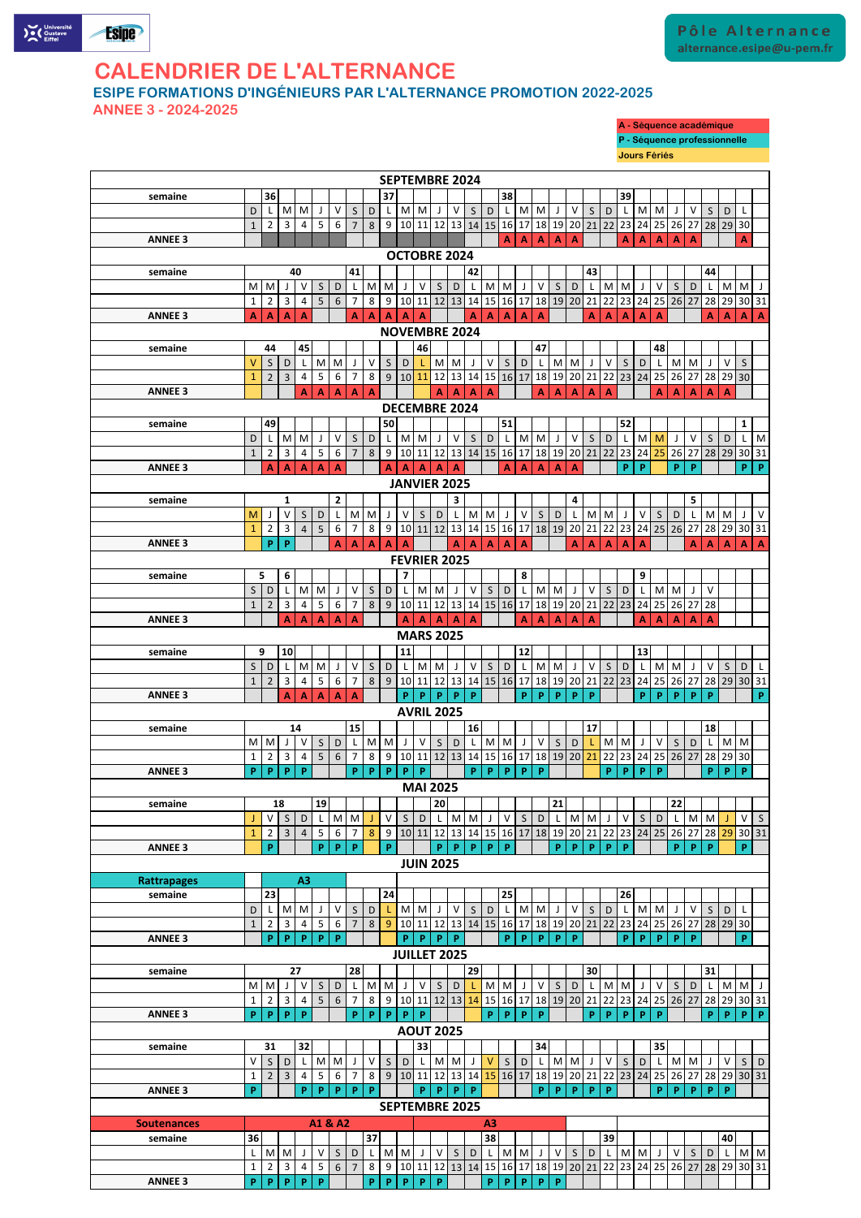# CALENDRIER DE L'ALTERNANCE

## ESIPE FORMATIONS D'INGÉNIEURS PAR L'ALTERNANCE PROMOTION 2022-2025

### ANNEE 3 - 2024-2025

**Pôle Alternance**
alternance.esipe@u-pem.fr

- A - Séquence académique
- P - Séquence professionnelle
- Jours Fériés

### SEPTEMBRE 2024

| | | | | | | | | | | | | | | | | | | | | | | | | | | | | | | |
|---|---|---|---|---|---|---|---|---|---|---|---|---|---|---|---|---|---|---|---|---|---|---|---|---|---|---|---|---|---|---|
| semaine | | 36 | | | | | | | 37 | | | | | | | 38 | | | | | | | 39 | | | | | | | |
| | D | L | M | M | J | V | S | D | L | M | M | J | V | S | D | L | M | M | J | V | S | D | L | M | M | J | V | S | D | L |
| | 1 | 2 | 3 | 4 | 5 | 6 | 7 | 8 | 9 | 10 | 11 | 12 | 13 | 14 | 15 | 16 | 17 | 18 | 19 | 20 | 21 | 22 | 23 | 24 | 25 | 26 | 27 | 28 | 29 | 30 |
| ANNEE 3 | | | | | | | | | | | | | | | | A | A | A | A | A | | | A | A | A | A | A | | | A |

### OCTOBRE 2024

| | | | | | | | | | | | | | | | | | | | | | | | | | | | | | | | |
|---|---|---|---|---|---|---|---|---|---|---|---|---|---|---|---|---|---|---|---|---|---|---|---|---|---|---|---|---|---|---|---|
| semaine | | | 40 | | | | 41 | | | | | | | 42 | | | | | | | 43 | | | | | | | 44 | | | |
| | M | M | J | V | S | D | L | M | M | J | V | S | D | L | M | M | J | V | S | D | L | M | M | J | V | S | D | L | M | M | J |
| | 1 | 2 | 3 | 4 | 5 | 6 | 7 | 8 | 9 | 10 | 11 | 12 | 13 | 14 | 15 | 16 | 17 | 18 | 19 | 20 | 21 | 22 | 23 | 24 | 25 | 26 | 27 | 28 | 29 | 30 | 31 |
| ANNEE 3 | A | A | A | A | | | A | A | A | A | A | | | A | A | A | A | A | | | A | A | A | A | A | | | A | A | A | A |

### NOVEMBRE 2024

| | | | | | | | | | | | | | | | | | | | | | | | | | | | | | | |
|---|---|---|---|---|---|---|---|---|---|---|---|---|---|---|---|---|---|---|---|---|---|---|---|---|---|---|---|---|---|---|
| semaine | | 44 | | 45 | | | | | | | 46 | | | | | | | 47 | | | | | | | 48 | | | | | |
| | V | S | D | L | M | M | J | V | S | D | L | M | M | J | V | S | D | L | M | M | J | V | S | D | L | M | M | J | V | S |
| | 1 | 2 | 3 | 4 | 5 | 6 | 7 | 8 | 9 | 10 | 11 | 12 | 13 | 14 | 15 | 16 | 17 | 18 | 19 | 20 | 21 | 22 | 23 | 24 | 25 | 26 | 27 | 28 | 29 | 30 |
| ANNEE 3 | | | | A | A | A | A | A | | | | A | A | A | A | | | A | A | A | A | A | | | A | A | A | A | A | |

### DECEMBRE 2024

| | | | | | | | | | | | | | | | | | | | | | | | | | | | | | | | |
|---|---|---|---|---|---|---|---|---|---|---|---|---|---|---|---|---|---|---|---|---|---|---|---|---|---|---|---|---|---|---|---|
| semaine | | 49 | | | | | | | 50 | | | | | | | 51 | | | | | | | 52 | | | | | | | 1 | |
| | D | L | M | M | J | V | S | D | L | M | M | J | V | S | D | L | M | M | J | V | S | D | L | M | M | J | V | S | D | L | M |
| | 1 | 2 | 3 | 4 | 5 | 6 | 7 | 8 | 9 | 10 | 11 | 12 | 13 | 14 | 15 | 16 | 17 | 18 | 19 | 20 | 21 | 22 | 23 | 24 | 25 | 26 | 27 | 28 | 29 | 30 | 31 |
| ANNEE 3 | | A | A | A | A | A | | | A | A | A | A | A | | | A | A | A | A | A | | | P | P | | P | P | | | P | P |

### JANVIER 2025

| | | | | | | | | | | | | | | | | | | | | | | | | | | | | | | | |
|---|---|---|---|---|---|---|---|---|---|---|---|---|---|---|---|---|---|---|---|---|---|---|---|---|---|---|---|---|---|---|---|
| semaine | | 1 | | | | 2 | | | | | | | 3 | | | | | | | 4 | | | | | | | 5 | | | | |
| | M | J | V | S | D | L | M | M | J | V | S | D | L | M | M | J | V | S | D | L | M | M | J | V | S | D | L | M | M | J | V |
| | 1 | 2 | 3 | 4 | 5 | 6 | 7 | 8 | 9 | 10 | 11 | 12 | 13 | 14 | 15 | 16 | 17 | 18 | 19 | 20 | 21 | 22 | 23 | 24 | 25 | 26 | 27 | 28 | 29 | 30 | 31 |
| ANNEE 3 | | P | P | | | A | A | A | A | A | | | A | A | A | A | A | | | A | A | A | A | A | | | A | A | A | A | A |

### FEVRIER 2025

| | | | | | | | | | | | | | | | | | | | | | | | | | | | | | |
|---|---|---|---|---|---|---|---|---|---|---|---|---|---|---|---|---|---|---|---|---|---|---|---|---|---|---|---|---|
| semaine | 5 | | 6 | | | | | | | 7 | | | | | | | 8 | | | | | | | 9 | | | | |
| | S | D | L | M | M | J | V | S | D | L | M | M | J | V | S | D | L | M | M | J | V | S | D | L | M | M | J | V |
| | 1 | 2 | 3 | 4 | 5 | 6 | 7 | 8 | 9 | 10 | 11 | 12 | 13 | 14 | 15 | 16 | 17 | 18 | 19 | 20 | 21 | 22 | 23 | 24 | 25 | 26 | 27 | 28 |
| ANNEE 3 | | | A | A | A | A | A | | | A | A | A | A | A | | | A | A | A | A | A | | | A | A | A | A | A |

### MARS 2025

| | | | | | | | | | | | | | | | | | | | | | | | | | | | | | | | |
|---|---|---|---|---|---|---|---|---|---|---|---|---|---|---|---|---|---|---|---|---|---|---|---|---|---|---|---|---|---|---|---|
| semaine | 9 | | 10 | | | | | | | 11 | | | | | | | 12 | | | | | | | 13 | | | | | | | |
| | S | D | L | M | M | J | V | S | D | L | M | M | J | V | S | D | L | M | M | J | V | S | D | L | M | M | J | V | S | D | L |
| | 1 | 2 | 3 | 4 | 5 | 6 | 7 | 8 | 9 | 10 | 11 | 12 | 13 | 14 | 15 | 16 | 17 | 18 | 19 | 20 | 21 | 22 | 23 | 24 | 25 | 26 | 27 | 28 | 29 | 30 | 31 |
| ANNEE 3 | | | A | A | A | A | A | | | P | P | P | P | P | | | P | P | P | P | P | | | P | P | P | P | P | | | P |

### AVRIL 2025

| | | | | | | | | | | | | | | | | | | | | | | | | | | | | | | |
|---|---|---|---|---|---|---|---|---|---|---|---|---|---|---|---|---|---|---|---|---|---|---|---|---|---|---|---|---|---|---|
| semaine | | | 14 | | | | 15 | | | | | | | 16 | | | | | | | 17 | | | | | | | 18 | | |
| | M | M | J | V | S | D | L | M | M | J | V | S | D | L | M | M | J | V | S | D | L | M | M | J | V | S | D | L | M | M |
| | 1 | 2 | 3 | 4 | 5 | 6 | 7 | 8 | 9 | 10 | 11 | 12 | 13 | 14 | 15 | 16 | 17 | 18 | 19 | 20 | 21 | 22 | 23 | 24 | 25 | 26 | 27 | 28 | 29 | 30 |
| ANNEE 3 | P | P | P | P | | | P | P | P | P | P | | | P | P | P | P | P | | | | P | P | P | P | | | P | P | P |

### MAI 2025

| | | | | | | | | | | | | | | | | | | | | | | | | | | | | | | | |
|---|---|---|---|---|---|---|---|---|---|---|---|---|---|---|---|---|---|---|---|---|---|---|---|---|---|---|---|---|---|---|---|
| semaine | | 18 | | | 19 | | | | | | | 20 | | | | | | | 21 | | | | | | | 22 | | | | | |
| | J | V | S | D | L | M | M | J | V | S | D | L | M | M | J | V | S | D | L | M | M | J | V | S | D | L | M | M | J | V | S |
| | 1 | 2 | 3 | 4 | 5 | 6 | 7 | 8 | 9 | 10 | 11 | 12 | 13 | 14 | 15 | 16 | 17 | 18 | 19 | 20 | 21 | 22 | 23 | 24 | 25 | 26 | 27 | 28 | 29 | 30 | 31 |
| ANNEE 3 | | P | | | P | P | P | | P | | | P | P | P | P | P | | | P | P | P | P | P | | | P | P | P | | P | |

### JUIN 2025

| | | | | | | | | | | | | | | | | | | | | | | | | | | | | | | |
|---|---|---|---|---|---|---|---|---|---|---|---|---|---|---|---|---|---|---|---|---|---|---|---|---|---|---|---|---|---|---|
| Rattrapages | | | | A3 | | | | | | | | | | | | | | | | | | | | | | | | | | |
| semaine | | 23 | | | | | | | 24 | | | | | | | 25 | | | | | | | 26 | | | | | | | |
| | D | L | M | M | J | V | S | D | L | M | M | J | V | S | D | L | M | M | J | V | S | D | L | M | M | J | V | S | D | L |
| | 1 | 2 | 3 | 4 | 5 | 6 | 7 | 8 | 9 | 10 | 11 | 12 | 13 | 14 | 15 | 16 | 17 | 18 | 19 | 20 | 21 | 22 | 23 | 24 | 25 | 26 | 27 | 28 | 29 | 30 |
| ANNEE 3 | | P | P | P | P | P | | | | P | P | P | P | | | P | P | P | P | P | | | P | P | P | P | P | | | P |

### JUILLET 2025

| | | | | | | | | | | | | | | | | | | | | | | | | | | | | | | | |
|---|---|---|---|---|---|---|---|---|---|---|---|---|---|---|---|---|---|---|---|---|---|---|---|---|---|---|---|---|---|---|---|
| semaine | | | 27 | | | | 28 | | | | | | | 29 | | | | | | | 30 | | | | | | | 31 | | | |
| | M | M | J | V | S | D | L | M | M | J | V | S | D | L | M | M | J | V | S | D | L | M | M | J | V | S | D | L | M | M | J |
| | 1 | 2 | 3 | 4 | 5 | 6 | 7 | 8 | 9 | 10 | 11 | 12 | 13 | 14 | 15 | 16 | 17 | 18 | 19 | 20 | 21 | 22 | 23 | 24 | 25 | 26 | 27 | 28 | 29 | 30 | 31 |
| ANNEE 3 | P | P | P | P | | | P | P | P | P | P | | | | P | P | P | P | | | P | P | P | P | P | | | P | P | P | P |

### AOUT 2025

| | | | | | | | | | | | | | | | | | | | | | | | | | | | | | | | |
|---|---|---|---|---|---|---|---|---|---|---|---|---|---|---|---|---|---|---|---|---|---|---|---|---|---|---|---|---|---|---|---|
| semaine | | 31 | | 32 | | | | | | | 33 | | | | | | | 34 | | | | | | | 35 | | | | | | |
| | V | S | D | L | M | M | J | V | S | D | L | M | M | J | V | S | D | L | M | M | J | V | S | D | L | M | M | J | V | S | D |
| | 1 | 2 | 3 | 4 | 5 | 6 | 7 | 8 | 9 | 10 | 11 | 12 | 13 | 14 | 15 | 16 | 17 | 18 | 19 | 20 | 21 | 22 | 23 | 24 | 25 | 26 | 27 | 28 | 29 | 30 | 31 |
| ANNEE 3 | P | | | P | P | P | P | P | | | P | P | P | P | | | | P | P | P | P | P | | | P | P | P | P | P | | |

### SEPTEMBRE 2025

| | | | | | | | | | | | | | | | | | | | | | | | | | | | | | | |
|---|---|---|---|---|---|---|---|---|---|---|---|---|---|---|---|---|---|---|---|---|---|---|---|---|---|---|---|---|---|---|
| Soutenances | | | | | A1 & A2 | | | | | | | | | | A3 | | | | | | | | | | | | | | | |
| semaine | 36 | | | | | | | 37 | | | | | | | 38 | | | | | | | 39 | | | | | | | 40 | |
| | L | M | M | J | V | S | D | L | M | M | J | V | S | D | L | M | M | J | V | S | D | L | M | M | J | V | S | D | L | M |
| | 1 | 2 | 3 | 4 | 5 | 6 | 7 | 8 | 9 | 10 | 11 | 12 | 13 | 14 | 15 | 16 | 17 | 18 | 19 | 20 | 21 | 22 | 23 | 24 | 25 | 26 | 27 | 28 | 29 | 30 |
| ANNEE 3 | P | P | P | P | P | | | P | P | P | P | P | | | P | P | P | P | P | | | | | | | | | | | |